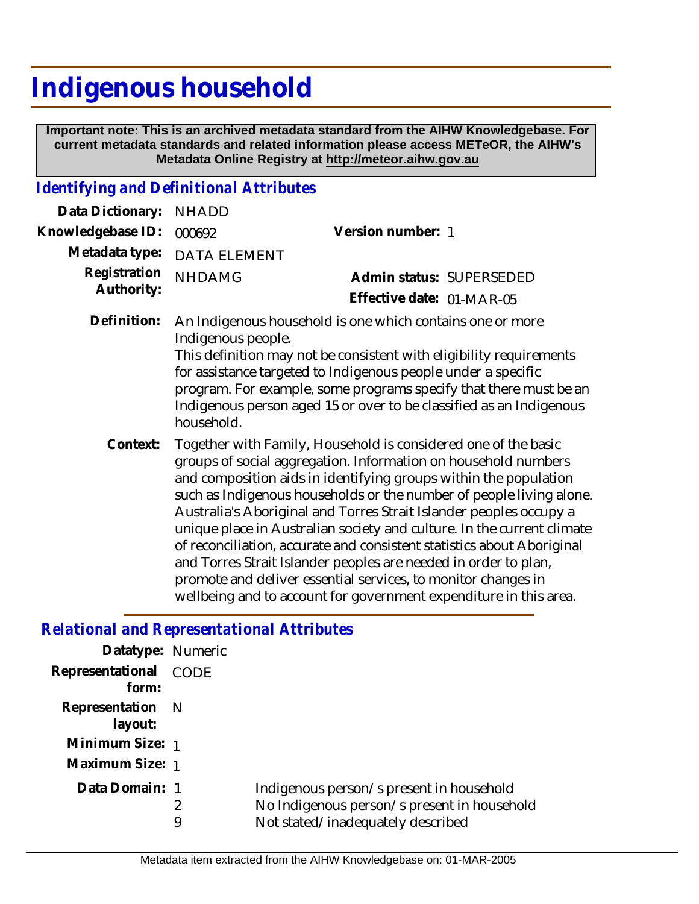# Indigenous household

**Important note: This is an archived metadata standard from the AIHW Knowledgebase. For current metadata standards and related information please access METeOR, the AIHW's Metadata Online Registry at http://meteor.aihw.gov.au**

## *Identifying and Definitional Attributes*

| | | | |
|---|---|---|---|
| **Data Dictionary:** | NHADD | | |
| **Knowledgebase ID:** | 000692 | **Version number:** | 1 |
| **Metadata type:** | DATA ELEMENT | | |
| **Registration Authority:** | NHDAMG | **Admin status:** | SUPERSEDED |
| | | **Effective date:** | 01-MAR-05 |

**Definition:** An Indigenous household is one which contains one or more Indigenous people.
This definition may not be consistent with eligibility requirements for assistance targeted to Indigenous people under a specific program. For example, some programs specify that there must be an Indigenous person aged 15 or over to be classified as an Indigenous household.

**Context:** Together with Family, Household is considered one of the basic groups of social aggregation. Information on household numbers and composition aids in identifying groups within the population such as Indigenous households or the number of people living alone. Australia's Aboriginal and Torres Strait Islander peoples occupy a unique place in Australian society and culture. In the current climate of reconciliation, accurate and consistent statistics about Aboriginal and Torres Strait Islander peoples are needed in order to plan, promote and deliver essential services, to monitor changes in wellbeing and to account for government expenditure in this area.

## *Relational and Representational Attributes*

**Datatype:** Numeric

**Representational form:** CODE

**Representation layout:** N

**Minimum Size:** 1

**Maximum Size:** 1

**Data Domain:**

| Code | Description |
|---|---|
| 1 | Indigenous person/s present in household |
| 2 | No Indigenous person/s present in household |
| 9 | Not stated/inadequately described |

Metadata item extracted from the AIHW Knowledgebase on: 01-MAR-2005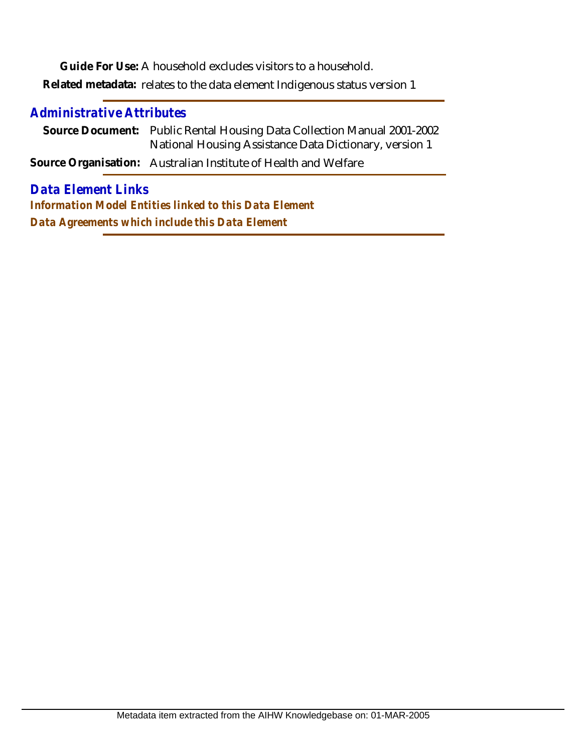**Guide For Use:** A household excludes visitors to a household.

**Related metadata:** relates to the data element Indigenous status version 1

## Administrative Attributes

**Source Document:** Public Rental Housing Data Collection Manual 2001-2002
National Housing Assistance Data Dictionary, version 1

**Source Organisation:** Australian Institute of Health and Welfare

## Data Element Links

***Information Model Entities linked to this Data Element***

***Data Agreements which include this Data Element***

Metadata item extracted from the AIHW Knowledgebase on: 01-MAR-2005